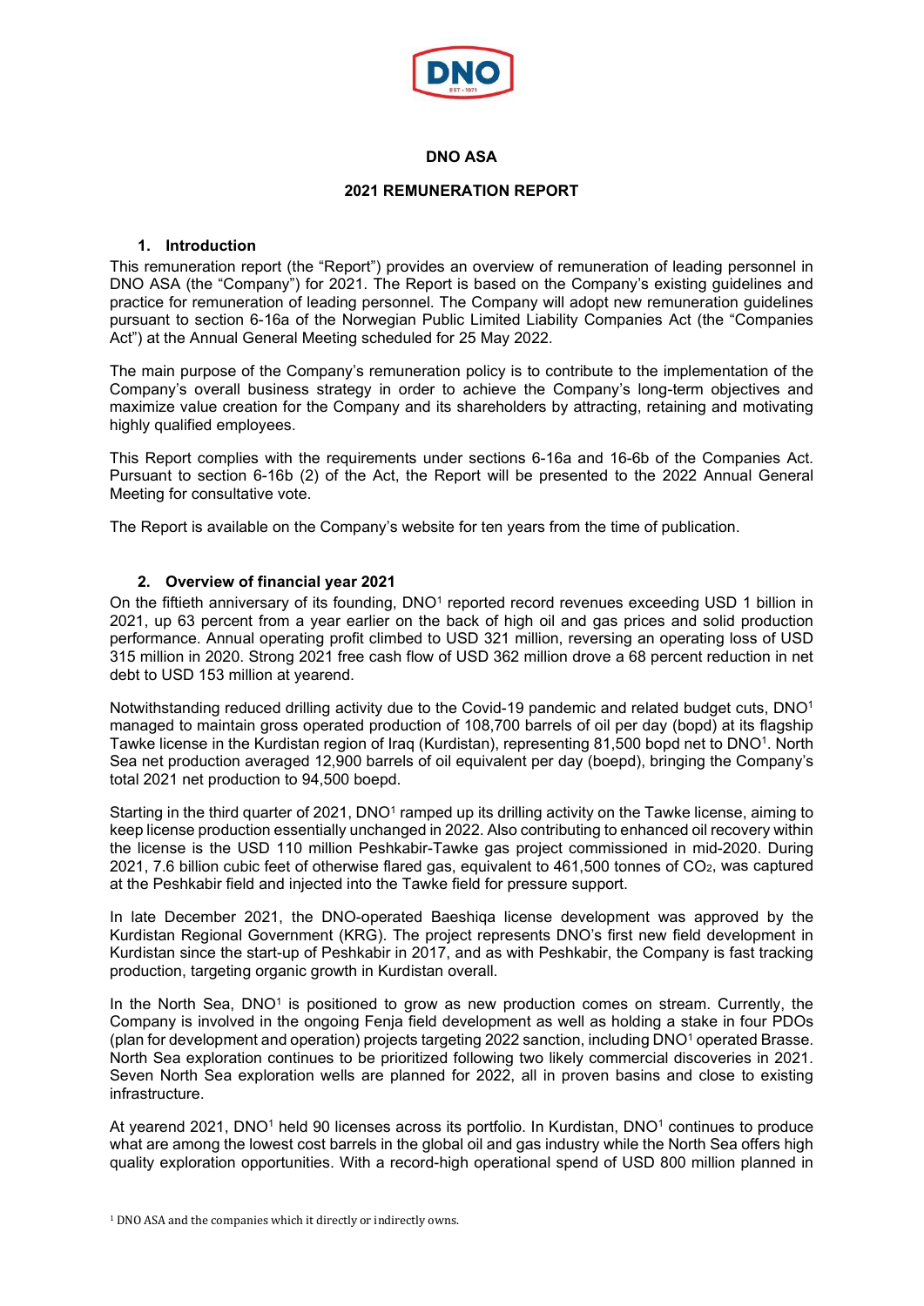# DNO ASA

## 2021 REMUNERATION REPORT

### 1. Introduction

This remuneration report (the "Report") provides an overview of remuneration of leading personnel in DNO ASA (the "Company") for 2021. The Report is based on the Company's existing guidelines and practice for remuneration of leading personnel. The Company will adopt new remuneration guidelines pursuant to section 6-16a of the Norwegian Public Limited Liability Companies Act (the "Companies Act") at the Annual General Meeting scheduled for 25 May 2022.

The main purpose of the Company's remuneration policy is to contribute to the implementation of the Company's overall business strategy in order to achieve the Company's long-term objectives and maximize value creation for the Company and its shareholders by attracting, retaining and motivating highly qualified employees.

This Report complies with the requirements under sections 6-16a and 16-6b of the Companies Act. Pursuant to section 6-16b (2) of the Act, the Report will be presented to the 2022 Annual General Meeting for consultative vote.

The Report is available on the Company's website for ten years from the time of publication.

### 2. Overview of financial year 2021

On the fiftieth anniversary of its founding, DNO[1] reported record revenues exceeding USD 1 billion in 2021, up 63 percent from a year earlier on the back of high oil and gas prices and solid production performance. Annual operating profit climbed to USD 321 million, reversing an operating loss of USD 315 million in 2020. Strong 2021 free cash flow of USD 362 million drove a 68 percent reduction in net debt to USD 153 million at yearend.

Notwithstanding reduced drilling activity due to the Covid-19 pandemic and related budget cuts, DNO[1] managed to maintain gross operated production of 108,700 barrels of oil per day (bopd) at its flagship Tawke license in the Kurdistan region of Iraq (Kurdistan), representing 81,500 bopd net to DNO[1]. North Sea net production averaged 12,900 barrels of oil equivalent per day (boepd), bringing the Company's total 2021 net production to 94,500 boepd.

Starting in the third quarter of 2021, DNO[1] ramped up its drilling activity on the Tawke license, aiming to keep license production essentially unchanged in 2022. Also contributing to enhanced oil recovery within the license is the USD 110 million Peshkabir-Tawke gas project commissioned in mid-2020. During 2021, 7.6 billion cubic feet of otherwise flared gas, equivalent to 461,500 tonnes of $CO_2$, was captured at the Peshkabir field and injected into the Tawke field for pressure support.

In late December 2021, the DNO-operated Baeshiqa license development was approved by the Kurdistan Regional Government (KRG). The project represents DNO's first new field development in Kurdistan since the start-up of Peshkabir in 2017, and as with Peshkabir, the Company is fast tracking production, targeting organic growth in Kurdistan overall.

In the North Sea, DNO[1] is positioned to grow as new production comes on stream. Currently, the Company is involved in the ongoing Fenja field development as well as holding a stake in four PDOs (plan for development and operation) projects targeting 2022 sanction, including DNO[1] operated Brasse. North Sea exploration continues to be prioritized following two likely commercial discoveries in 2021. Seven North Sea exploration wells are planned for 2022, all in proven basins and close to existing infrastructure.

At yearend 2021, DNO[1] held 90 licenses across its portfolio. In Kurdistan, DNO[1] continues to produce what are among the lowest cost barrels in the global oil and gas industry while the North Sea offers high quality exploration opportunities. With a record-high operational spend of USD 800 million planned in

[1] DNO ASA and the companies which it directly or indirectly owns.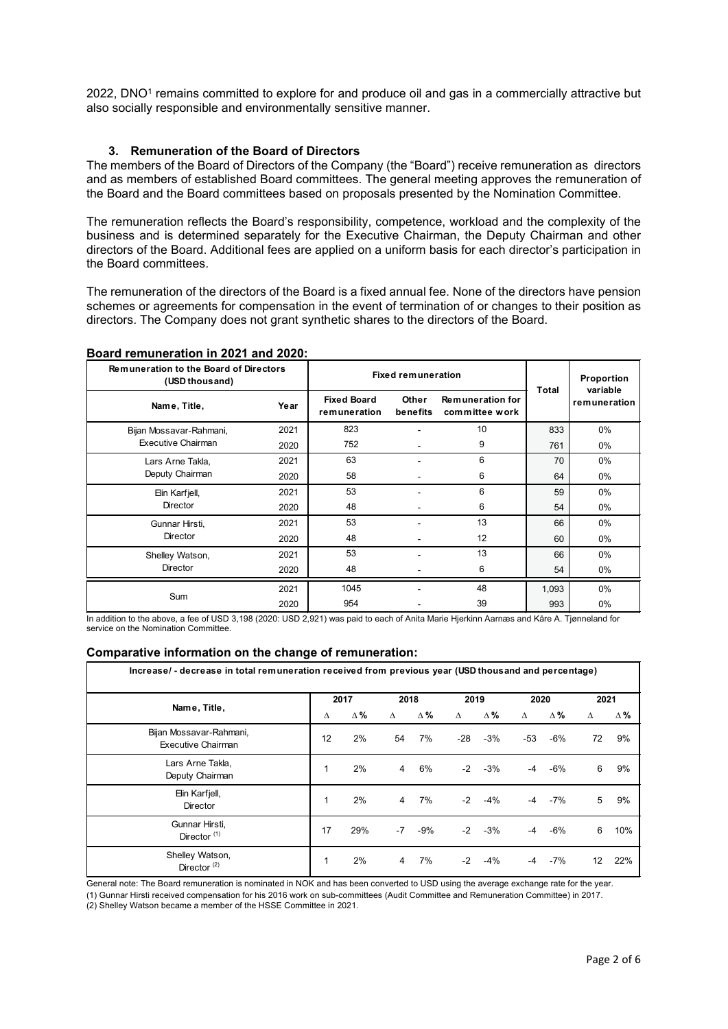2022, DNO[1] remains committed to explore for and produce oil and gas in a commercially attractive but also socially responsible and environmentally sensitive manner.

### 3. Remuneration of the Board of Directors

The members of the Board of Directors of the Company (the "Board") receive remuneration as directors and as members of established Board committees. The general meeting approves the remuneration of the Board and the Board committees based on proposals presented by the Nomination Committee.

The remuneration reflects the Board's responsibility, competence, workload and the complexity of the business and is determined separately for the Executive Chairman, the Deputy Chairman and other directors of the Board. Additional fees are applied on a uniform basis for each director's participation in the Board committees.

The remuneration of the directors of the Board is a fixed annual fee. None of the directors have pension schemes or agreements for compensation in the event of termination of or changes to their position as directors. The Company does not grant synthetic shares to the directors of the Board.

**Board remuneration in 2021 and 2020:**

| Remuneration to the Board of Directors (USD thousand) | | Fixed remuneration | | | Total | Proportion variable remuneration |
|---|---|---|---|---|---|---|
| Name, Title, | Year | Fixed Board remuneration | Other benefits | Remuneration for committee work | | |
| Bijan Mossavar-Rahmani, Executive Chairman | 2021 | 823 | - | 10 | 833 | 0% |
| | 2020 | 752 | - | 9 | 761 | 0% |
| Lars Arne Takla, Deputy Chairman | 2021 | 63 | - | 6 | 70 | 0% |
| | 2020 | 58 | - | 6 | 64 | 0% |
| Elin Karfjell, Director | 2021 | 53 | - | 6 | 59 | 0% |
| | 2020 | 48 | - | 6 | 54 | 0% |
| Gunnar Hirsti, Director | 2021 | 53 | - | 13 | 66 | 0% |
| | 2020 | 48 | - | 12 | 60 | 0% |
| Shelley Watson, Director | 2021 | 53 | - | 13 | 66 | 0% |
| | 2020 | 48 | - | 6 | 54 | 0% |
| Sum | 2021 | 1045 | - | 48 | 1,093 | 0% |
| | 2020 | 954 | - | 39 | 993 | 0% |

In addition to the above, a fee of USD 3,198 (2020: USD 2,921) was paid to each of Anita Marie Hjerkinn Aarnæs and Kåre A. Tjønneland for service on the Nomination Committee.

**Comparative information on the change of remuneration:**

| Increase/ - decrease in total remuneration received from previous year (USD thousand and percentage) | | | | | | | | | | |
|---|---|---|---|---|---|---|---|---|---|---|
| Name, Title, | 2017 | | 2018 | | 2019 | | 2020 | | 2021 | |
| | Δ | Δ% | Δ | Δ% | Δ | Δ% | Δ | Δ% | Δ | Δ% |
| Bijan Mossavar-Rahmani, Executive Chairman | 12 | 2% | 54 | 7% | -28 | -3% | -53 | -6% | 72 | 9% |
| Lars Arne Takla, Deputy Chairman | 1 | 2% | 4 | 6% | -2 | -3% | -4 | -6% | 6 | 9% |
| Elin Karfjell, Director | 1 | 2% | 4 | 7% | -2 | -4% | -4 | -7% | 5 | 9% |
| Gunnar Hirsti, Director (1) | 17 | 29% | -7 | -9% | -2 | -3% | -4 | -6% | 6 | 10% |
| Shelley Watson, Director (2) | 1 | 2% | 4 | 7% | -2 | -4% | -4 | -7% | 12 | 22% |

General note: The Board remuneration is nominated in NOK and has been converted to USD using the average exchange rate for the year.

(1) Gunnar Hirsti received compensation for his 2016 work on sub-committees (Audit Committee and Remuneration Committee) in 2017.

(2) Shelley Watson became a member of the HSSE Committee in 2021.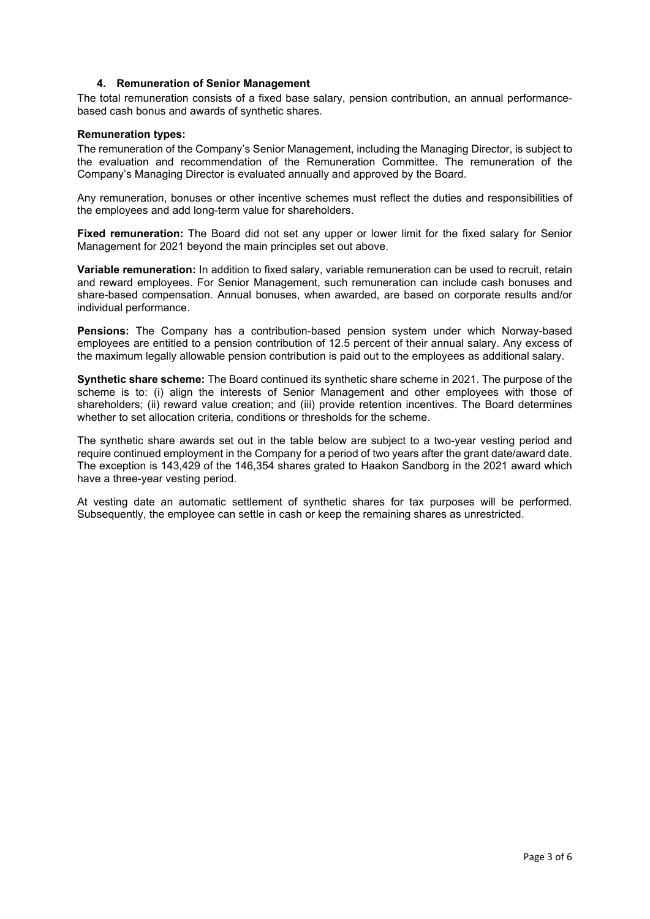### 4. Remuneration of Senior Management

The total remuneration consists of a fixed base salary, pension contribution, an annual performance-based cash bonus and awards of synthetic shares.

**Remuneration types:**

The remuneration of the Company's Senior Management, including the Managing Director, is subject to the evaluation and recommendation of the Remuneration Committee. The remuneration of the Company's Managing Director is evaluated annually and approved by the Board.

Any remuneration, bonuses or other incentive schemes must reflect the duties and responsibilities of the employees and add long-term value for shareholders.

**Fixed remuneration:** The Board did not set any upper or lower limit for the fixed salary for Senior Management for 2021 beyond the main principles set out above.

**Variable remuneration:** In addition to fixed salary, variable remuneration can be used to recruit, retain and reward employees. For Senior Management, such remuneration can include cash bonuses and share-based compensation. Annual bonuses, when awarded, are based on corporate results and/or individual performance.

**Pensions:** The Company has a contribution-based pension system under which Norway-based employees are entitled to a pension contribution of 12.5 percent of their annual salary. Any excess of the maximum legally allowable pension contribution is paid out to the employees as additional salary.

**Synthetic share scheme:** The Board continued its synthetic share scheme in 2021. The purpose of the scheme is to: (i) align the interests of Senior Management and other employees with those of shareholders; (ii) reward value creation; and (iii) provide retention incentives. The Board determines whether to set allocation criteria, conditions or thresholds for the scheme.

The synthetic share awards set out in the table below are subject to a two-year vesting period and require continued employment in the Company for a period of two years after the grant date/award date. The exception is 143,429 of the 146,354 shares grated to Haakon Sandborg in the 2021 award which have a three-year vesting period.

At vesting date an automatic settlement of synthetic shares for tax purposes will be performed. Subsequently, the employee can settle in cash or keep the remaining shares as unrestricted.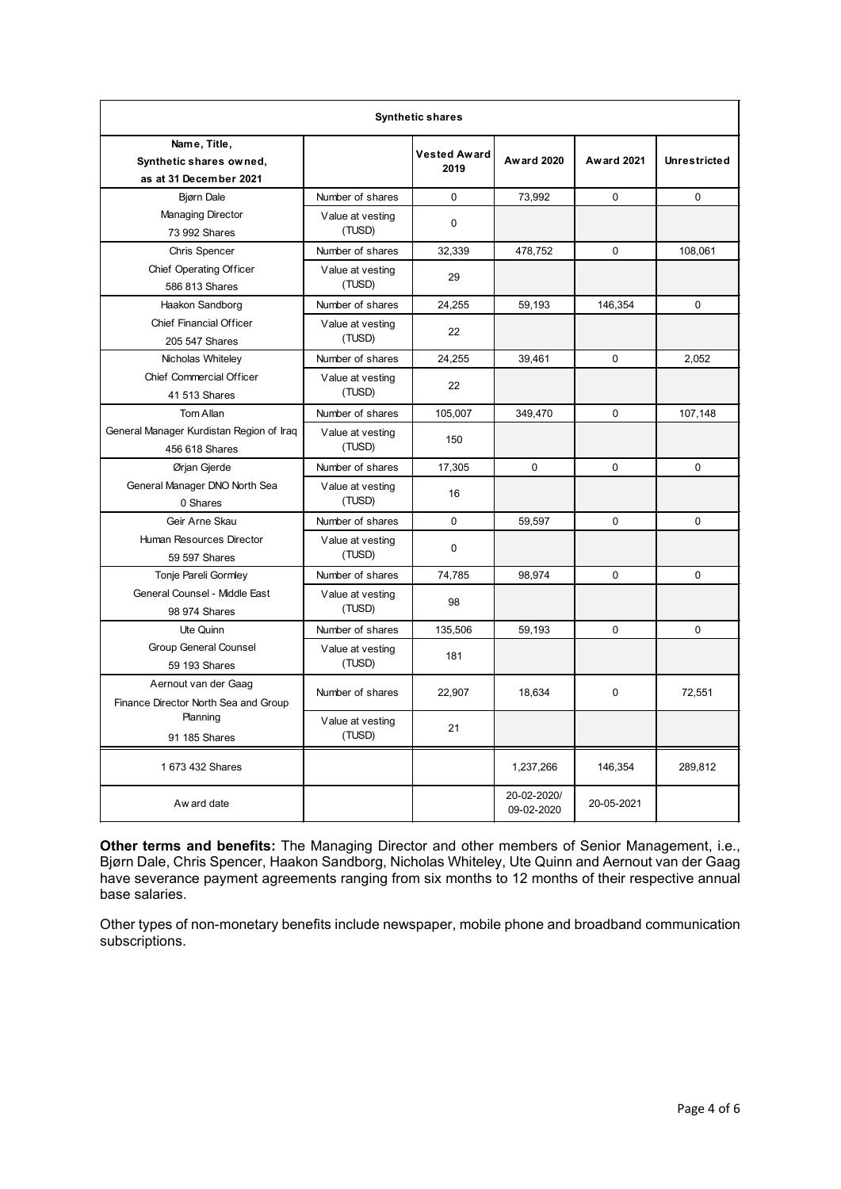| Synthetic shares | | | | | |
|---|---|---|---|---|---|
| Name, Title, Synthetic shares owned, as at 31 December 2021 | | Vested Award 2019 | Award 2020 | Award 2021 | Unrestricted |
| Bjørn Dale | Number of shares | 0 | 73,992 | 0 | 0 |
| Managing Director 73 992 Shares | Value at vesting (TUSD) | 0 | | | |
| Chris Spencer | Number of shares | 32,339 | 478,752 | 0 | 108,061 |
| Chief Operating Officer 586 813 Shares | Value at vesting (TUSD) | 29 | | | |
| Haakon Sandborg | Number of shares | 24,255 | 59,193 | 146,354 | 0 |
| Chief Financial Officer 205 547 Shares | Value at vesting (TUSD) | 22 | | | |
| Nicholas Whiteley | Number of shares | 24,255 | 39,461 | 0 | 2,052 |
| Chief Commercial Officer 41 513 Shares | Value at vesting (TUSD) | 22 | | | |
| Tom Allan | Number of shares | 105,007 | 349,470 | 0 | 107,148 |
| General Manager Kurdistan Region of Iraq 456 618 Shares | Value at vesting (TUSD) | 150 | | | |
| Ørjan Gjerde | Number of shares | 17,305 | 0 | 0 | 0 |
| General Manager DNO North Sea 0 Shares | Value at vesting (TUSD) | 16 | | | |
| Geir Arne Skau | Number of shares | 0 | 59,597 | 0 | 0 |
| Human Resources Director 59 597 Shares | Value at vesting (TUSD) | 0 | | | |
| Tonje Pareli Gormley | Number of shares | 74,785 | 98,974 | 0 | 0 |
| General Counsel - Middle East 98 974 Shares | Value at vesting (TUSD) | 98 | | | |
| Ute Quinn | Number of shares | 135,506 | 59,193 | 0 | 0 |
| Group General Counsel 59 193 Shares | Value at vesting (TUSD) | 181 | | | |
| Aernout van der Gaag Finance Director North Sea and Group Planning | Number of shares | 22,907 | 18,634 | 0 | 72,551 |
| 91 185 Shares | Value at vesting (TUSD) | 21 | | | |
| 1 673 432 Shares | | | 1,237,266 | 146,354 | 289,812 |
| Award date | | | 20-02-2020/ 09-02-2020 | 20-05-2021 | |

**Other terms and benefits:** The Managing Director and other members of Senior Management, i.e., Bjørn Dale, Chris Spencer, Haakon Sandborg, Nicholas Whiteley, Ute Quinn and Aernout van der Gaag have severance payment agreements ranging from six months to 12 months of their respective annual base salaries.

Other types of non-monetary benefits include newspaper, mobile phone and broadband communication subscriptions.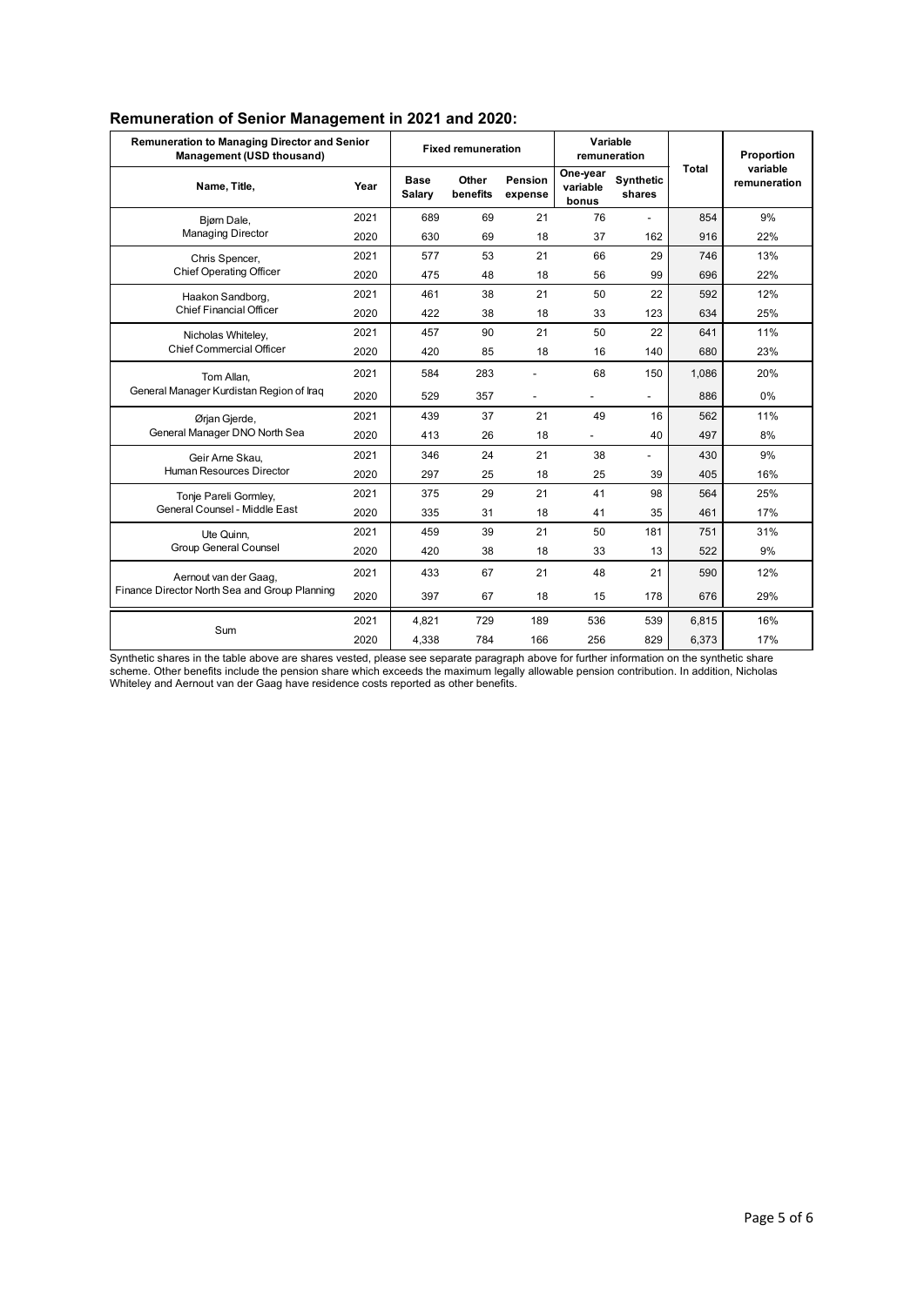## Remuneration of Senior Management in 2021 and 2020:

| Remuneration to Managing Director and Senior Management (USD thousand) | | Fixed remuneration | | | Variable remuneration | | Total | Proportion variable remuneration |
|---|---|---|---|---|---|---|---|---|
| Name, Title, | Year | Base Salary | Other benefits | Pension expense | One-year variable bonus | Synthetic shares | | |
| Bjørn Dale, Managing Director | 2021 | 689 | 69 | 21 | 76 | - | 854 | 9% |
| | 2020 | 630 | 69 | 18 | 37 | 162 | 916 | 22% |
| Chris Spencer, Chief Operating Officer | 2021 | 577 | 53 | 21 | 66 | 29 | 746 | 13% |
| | 2020 | 475 | 48 | 18 | 56 | 99 | 696 | 22% |
| Haakon Sandborg, Chief Financial Officer | 2021 | 461 | 38 | 21 | 50 | 22 | 592 | 12% |
| | 2020 | 422 | 38 | 18 | 33 | 123 | 634 | 25% |
| Nicholas Whiteley, Chief Commercial Officer | 2021 | 457 | 90 | 21 | 50 | 22 | 641 | 11% |
| | 2020 | 420 | 85 | 18 | 16 | 140 | 680 | 23% |
| Tom Allan, General Manager Kurdistan Region of Iraq | 2021 | 584 | 283 | - | 68 | 150 | 1,086 | 20% |
| | 2020 | 529 | 357 | - | - | - | 886 | 0% |
| Ørjan Gjerde, General Manager DNO North Sea | 2021 | 439 | 37 | 21 | 49 | 16 | 562 | 11% |
| | 2020 | 413 | 26 | 18 | - | 40 | 497 | 8% |
| Geir Arne Skau, Human Resources Director | 2021 | 346 | 24 | 21 | 38 | - | 430 | 9% |
| | 2020 | 297 | 25 | 18 | 25 | 39 | 405 | 16% |
| Tonje Pareli Gormley, General Counsel - Middle East | 2021 | 375 | 29 | 21 | 41 | 98 | 564 | 25% |
| | 2020 | 335 | 31 | 18 | 41 | 35 | 461 | 17% |
| Ute Quinn, Group General Counsel | 2021 | 459 | 39 | 21 | 50 | 181 | 751 | 31% |
| | 2020 | 420 | 38 | 18 | 33 | 13 | 522 | 9% |
| Aernout van der Gaag, Finance Director North Sea and Group Planning | 2021 | 433 | 67 | 21 | 48 | 21 | 590 | 12% |
| | 2020 | 397 | 67 | 18 | 15 | 178 | 676 | 29% |
| Sum | 2021 | 4,821 | 729 | 189 | 536 | 539 | 6,815 | 16% |
| | 2020 | 4,338 | 784 | 166 | 256 | 829 | 6,373 | 17% |

Synthetic shares in the table above are shares vested, please see separate paragraph above for further information on the synthetic share scheme. Other benefits include the pension share which exceeds the maximum legally allowable pension contribution. In addition, Nicholas Whiteley and Aernout van der Gaag have residence costs reported as other benefits.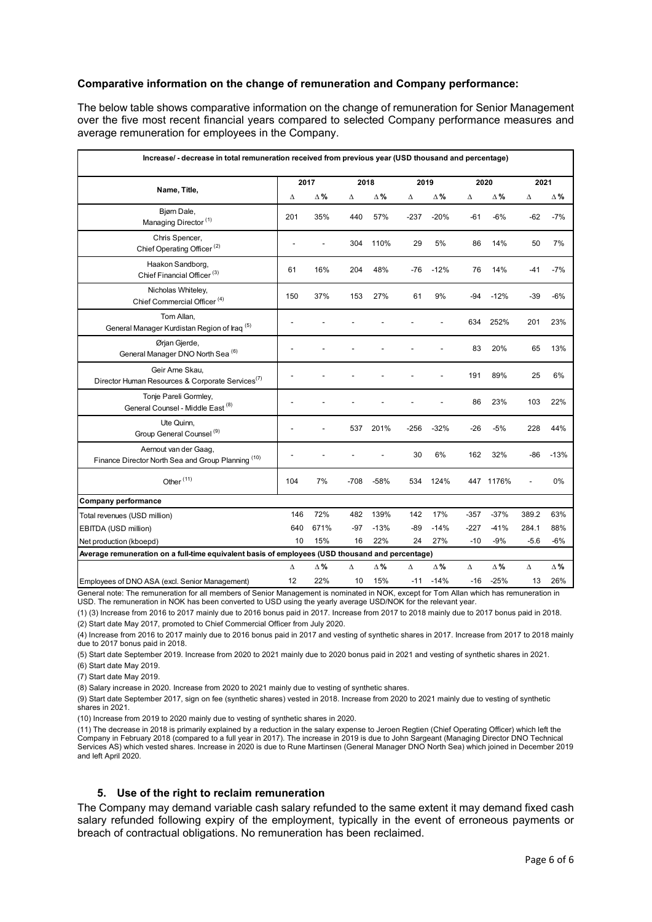### Comparative information on the change of remuneration and Company performance:

The below table shows comparative information on the change of remuneration for Senior Management over the five most recent financial years compared to selected Company performance measures and average remuneration for employees in the Company.

| Increase/ - decrease in total remuneration received from previous year (USD thousand and percentage) | | | | | | | | | | |
|---|---|---|---|---|---|---|---|---|---|---|
| **Name, Title,** | **2017** | | **2018** | | **2019** | | **2020** | | **2021** | |
| | Δ | Δ % | Δ | Δ % | Δ | Δ % | Δ | Δ % | Δ | Δ % |
| Bjørn Dale, Managing Director [(1)] | 201 | 35% | 440 | 57% | -237 | -20% | -61 | -6% | -62 | -7% |
| Chris Spencer, Chief Operating Officer [(2)] | - | - | 304 | 110% | 29 | 5% | 86 | 14% | 50 | 7% |
| Haakon Sandborg, Chief Financial Officer [(3)] | 61 | 16% | 204 | 48% | -76 | -12% | 76 | 14% | -41 | -7% |
| Nicholas Whiteley, Chief Commercial Officer [(4)] | 150 | 37% | 153 | 27% | 61 | 9% | -94 | -12% | -39 | -6% |
| Tom Allan, General Manager Kurdistan Region of Iraq [(5)] | - | - | - | - | - | - | 634 | 252% | 201 | 23% |
| Ørjan Gjerde, General Manager DNO North Sea [(6)] | - | - | - | - | - | - | 83 | 20% | 65 | 13% |
| Geir Arne Skau, Director Human Resources & Corporate Services[(7)] | - | - | - | - | - | - | 191 | 89% | 25 | 6% |
| Tonje Pareli Gormley, General Counsel - Middle East [(8)] | - | - | - | - | - | - | 86 | 23% | 103 | 22% |
| Ute Quinn, Group General Counsel [(9)] | - | - | 537 | 201% | -256 | -32% | -26 | -5% | 228 | 44% |
| Aernout van der Gaag, Finance Director North Sea and Group Planning [(10)] | - | - | - | - | 30 | 6% | 162 | 32% | -86 | -13% |
| Other [(11)] | 104 | 7% | -708 | -58% | 534 | 124% | 447 | 1176% | - | 0% |
| **Company performance** | | | | | | | | | | |
| Total revenues (USD million) | 146 | 72% | 482 | 139% | 142 | 17% | -357 | -37% | 389.2 | 63% |
| EBITDA (USD million) | 640 | 671% | -97 | -13% | -89 | -14% | -227 | -41% | 284.1 | 88% |
| Net production (kboepd) | 10 | 15% | 16 | 22% | 24 | 27% | -10 | -9% | -5.6 | -6% |
| **Average remuneration on a full-time equivalent basis of employees (USD thousand and percentage)** | | | | | | | | | | |
| | Δ | Δ % | Δ | Δ % | Δ | Δ % | Δ | Δ % | Δ | Δ % |
| Employees of DNO ASA (excl. Senior Management) | 12 | 22% | 10 | 15% | -11 | -14% | -16 | -25% | 13 | 26% |

General note: The remuneration for all members of Senior Management is nominated in NOK, except for Tom Allan which has remuneration in USD. The remuneration in NOK has been converted to USD using the yearly average USD/NOK for the relevant year.

(1) (3) Increase from 2016 to 2017 mainly due to 2016 bonus paid in 2017. Increase from 2017 to 2018 mainly due to 2017 bonus paid in 2018.

(2) Start date May 2017, promoted to Chief Commercial Officer from July 2020.

(4) Increase from 2016 to 2017 mainly due to 2016 bonus paid in 2017 and vesting of synthetic shares in 2017. Increase from 2017 to 2018 mainly due to 2017 bonus paid in 2018.

(5) Start date September 2019. Increase from 2020 to 2021 mainly due to 2020 bonus paid in 2021 and vesting of synthetic shares in 2021.

(6) Start date May 2019.

(7) Start date May 2019.

(8) Salary increase in 2020. Increase from 2020 to 2021 mainly due to vesting of synthetic shares.

(9) Start date September 2017, sign on fee (synthetic shares) vested in 2018. Increase from 2020 to 2021 mainly due to vesting of synthetic shares in 2021.

(10) Increase from 2019 to 2020 mainly due to vesting of synthetic shares in 2020.

(11) The decrease in 2018 is primarily explained by a reduction in the salary expense to Jeroen Regtien (Chief Operating Officer) which left the Company in February 2018 (compared to a full year in 2017). The increase in 2019 is due to John Sargeant (Managing Director DNO Technical Services AS) which vested shares. Increase in 2020 is due to Rune Martinsen (General Manager DNO North Sea) which joined in December 2019 and left April 2020.

## 5. Use of the right to reclaim remuneration

The Company may demand variable cash salary refunded to the same extent it may demand fixed cash salary refunded following expiry of the employment, typically in the event of erroneous payments or breach of contractual obligations. No remuneration has been reclaimed.